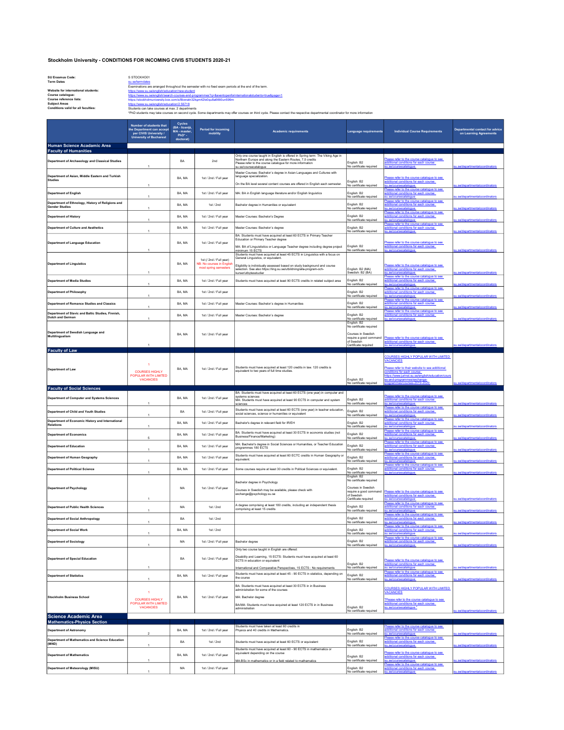# Stockholm University - CONDITIONS FOR INCOMING CIVIS STUDENTS 2020-21

**SU Erasmus Code:** S STOCKHO01
**Term Dates:** su.se/termdates
Examinations are arranged throughout the semester with no fixed exam periods at the end of the term.
**Website for international students:** https://www.su.se/english/education/new-student
**Course catalogue:** https://www.su.se/english/search-courses-and-programmes?q=&eventopenforinternationalstudents=true&page=1
**Course reference lists:** https://stockholmuniversity.box.com/s/8bsnatn32kgm42b0qu8a6f80un099m
**Subject Areas:** https://www.su.se/english/education/2.56718
**Conditions valid for all faculties:** Students can take courses at max. 2 departments
*PhD students may take courses on second cycle. Some departments may offer courses on third cycle. Please contact the respective departmental coordinator for more information

| | Number of students that the Department can accept per CIVIS University / University of Bucharest | Cycles (BA - licență, MA - master, PhD* - doctoral) | Period for incoming mobility | Academic requirements | Language requirements | Individual Course Requirements | Departmental contact for advice on Learning Agreements |
|---|---|---|---|---|---|---|---|
| **Human Science Acadamic Area** | | | | | | | |
| **Faculty of Humanities** | | | | | | | |
| Department of Archaeology and Classical Studies | 1 | BA | 2nd | Only one course taught in English is offered in Spring term: The Viking Age in Northern Europe and along the Eastern Routes, 7,5 credits<br>Please refer to the course catalogue for more information<br>su.se/coursecatalogue | English: B2<br>No certificate required | Please refer to the course catalogue to see additional conditions for each course: su.se/coursecatalogue | su.se/departmentalcoordinators |
| Department of Asian, Middle Eastern and Turkish Studies | 1 | BA, MA | 1st / 2nd / Full year | Master Courses: Bachelor´s degree in Asian Languages and Cultures with language specialization.<br>On the BA level several content courses are offered in English each semester. | English: B2<br>No certificate required | Please refer to the course catalogue to see additional conditions for each course: su.se/coursecatalogue | su.se/departmentalcoordinators |
| Department of English | 1 | BA, MA | 1st / 2nd / Full year | MA: BA in English language literature and/or English linguistics | English: B2<br>No certificate required | Please refer to the course catalogue to see additional conditions for each course: su.se/coursecatalogue | su.se/departmentalcoordinators |
| Department of Ethnology, History of Religions and Gender Studies | 1 | BA, MA | 1st / 2nd | Bachelor degree in Humanities or equivalent | English: B2<br>No certificate required | Please refer to the course catalogue to see additional conditions for each course: su.se/coursecatalogue | su.se/departmentalcoordinators |
| Department of History | 1 | BA, MA | 1st / 2nd / Full year | Master Courses: Bachelor's Degree | English: B2<br>No certificate required | Please refer to the course catalogue to see additional conditions for each course: su.se/coursecatalogue | su.se/departmentalcoordinators |
| Department of Culture and Aesthetics | 1 | BA, MA | 1st / 2nd / Full year | Master Courses: Bachelor´s degree | English: B2<br>No certificate required | Please refer to the course catalogue to see additional conditions for each course: su.se/coursecatalogue | su.se/departmentalcoordinators |
| Department of Language Education | 1 | BA, MA | 1st / 2nd / Full year | BA: Students must have acquired at least 60 ECTS in Primary Teacher Education or Primary Teacher degree<br>MA: BA of Linguististics or Language Teacher degree including degree project minimum 15 ECTS | English: B2<br>No certificate required | Please refer to the course catalogue to see additional conditions for each course: su.se/coursecatalogue | su.se/departmentalcoordinators |
| Department of Linguistics | 1 | BA, MA | 1st (/ 2nd / Full year)<br>NB: No courses in English most spring semesters | Students must have acquired at least 45 ECTS in Linguistics with a focus on General Linguistics, or equivalent.<br>Eligibility is individually assessed based on study background and course selection. See also https://ling.su.se/utbildning/alla-program-och-kurser/utbytesstudier | English: B2 (MA)<br>Swedish: B2 (BA) | Please refer to the course catalogue to see additional conditions for each course: su.se/coursecatalogue | su.se/departmentalcoordinators |
| Department of Media Studies | 1 | BA, MA | 1st / 2nd / Full year | Students must have acquired at least 90 ECTS credits in related subject area | English: B2<br>No certificate required | Please refer to the course catalogue to see additional conditions for each course: su.se/coursecatalogue | su.se/departmentalcoordinators |
| Department of Philosophy | 1 | BA, MA | 1st / 2nd / Full year | | English: B2<br>No certificate required | Please refer to the course catalogue to see additional conditions for each course: su.se/coursecatalogue | su.se/departmentalcoordinators |
| Department of Romance Studies and Classics | 1 | BA, MA | 1st / 2nd / Full year | Master Courses: Bachelor´s degree in Humanities | English: B2<br>No certificate required | Please refer to the course catalogue to see additional conditions for each course: su.se/coursecatalogue | su.se/departmentalcoordinators |
| Department of Slavic and Baltic Studies, Finnish, Dutch and German | 1 | BA, MA | 1st / 2nd / Full year | Master Courses: Bachelor´s degree | English: B2<br>No certificate required | Please refer to the course catalogue to see additional conditions for each course: su.se/coursecatalogue | su.se/departmentalcoordinators |
| Department of Swedish Language and Multilingualism | 1 | BA, MA | 1st / 2nd / Full year | | English: B2<br>No certificate required<br>Courses in Swedish require a good command of Swedish<br>Certificate required | Please refer to the course catalogue to see additional conditions for each course: su.se/coursecatalogue | su.se/departmentalcoordinators |
| **Faculty of Law** | | | | | | | |
| Department of Law | 1<br>COURSES HIGHLY POPULAR WITH LIMITED VACANCIES | BA, MA | 1st / 2nd / Full year | Students must have acquired at least 120 credits in law. 120 credits is equivalent to two years of full time studies. | English: B2<br>No certificate required | COURSES HIGHLY POPULAR WITH LIMITED VACANCIES<br>Please refer to their website to see additional conditions for each course: https://www.juridicum.su.se/english/education/courses-and-programmes/exchange-programmes/courses-2019-2020 | su.se/departmentalcoordinators |
| **Faculty of Social Sciences** | | | | | | | |
| Department of Computer and Systems Sciences | 1 | BA, MA | 1st / 2nd / Full year | BA: Students must have acquired at least 60 ECTS (one year) in computer and systems sciences<br>MA: Students must have acquired at least 90 ECTS in computer and system sciences | English: B2<br>No certificate required | Please refer to the course catalogue to see additional conditions for each course: su.se/coursecatalogue | su.se/departmentalcoordinators |
| Department of Child and Youth Studies | 1 | BA | 1st / 2nd / Full year | Students must have acquired at least 60 ECTS (one year) in teacher education, social sciences, science or humanities or equivalent | English: B2<br>No certificate required | Please refer to the course catalogue to see additional conditions for each course: su.se/coursecatalogue | su.se/departmentalcoordinators |
| Department of Economic History and International Relations | 1 | BA, MA | 1st / 2nd / Full year | Bachelor's degree in relevant field for IR/EH | English: B2<br>No certificate required | Please refer to the course catalogue to see additional conditions for each course: su.se/coursecatalogue | su.se/departmentalcoordinators |
| Department of Economics | 5 | BA, MA | 1st / 2nd / Full year | BA: Students must have acquired at least 30 ECTS in economics studies (not Business/Finance/Marketing) | English: B2<br>No certificate required | Please refer to the course catalogue to see additional conditions for each course: su.se/coursecatalogue | su.se/departmentalcoordinators |
| Department of Education | 1 | BA, MA | 1st / 2nd / Full year | MA: Bachelor's degree in Social Sciences or Humanities, or Teacher Education programmes 180 ECTS | English: B2<br>No certificate required | Please refer to the course catalogue to see additional conditions for each course: su.se/coursecatalogue | su.se/departmentalcoordinators |
| Department of Human Geography | 1 | BA, MA | 1st / 2nd / Full year | Students must have acquired at least 60 ECTC credits in Human Geography or equivalent. | English: B2<br>No certificate required | Please refer to the course catalogue to see additional conditions for each course: su.se/coursecatalogue | su.se/departmentalcoordinators |
| Department of Political Science | 1 | BA, MA | 1st / 2nd / Full year | Some courses require at least 30 credits in Political Sciences or equivalent. | English: B2<br>No certificate required | Please refer to the course catalogue to see additional conditions for each course: su.se/coursecatalogue | su.se/departmentalcoordinators |
| Department of Psychology | 1 | MA | 1st / 2nd / Full year | Bachelor degree in Psychology<br>Courses in Swedish may be available, please check with exchange@psychology.su.se | English: B2<br>No certificate required<br>Courses in Swedish require a good command of Swedish<br>Certificate required | Please refer to the course catalogue to see additional conditions for each course: su.se/coursecatalogue | su.se/departmentalcoordinators |
| Department of Public Health Sciences | 1 | MA | 1st / 2nd | A degree comprising at least 180 credits, including an independent thesis comprising at least 15 credits | English: B2<br>No certificate required | Please refer to the course catalogue to see additional conditions for each course: su.se/coursecatalogue | su.se/departmentalcoordinators |
| Department of Social Anthropology | 1 | BA | 1st / 2nd | | English: B2<br>No certificate required | Please refer to the course catalogue to see additional conditions for each course: su.se/coursecatalogue | su.se/departmentalcoordinators |
| Department of Social Work | 1 | BA, MA | 1st / 2nd | | English: B2<br>No certificate required | Please refer to the course catalogue to see additional conditions for each course: su.se/coursecatalogue | su.se/departmentalcoordinators |
| Department of Sociology | 1 | MA | 1st / 2nd / Full year | Bachelor degree | English: B2<br>No certificate required | Please refer to the course catalogue to see additional conditions for each course: su.se/coursecatalogue | su.se/departmentalcoordinators |
| Department of Special Education | 1 | BA | 1st / 2nd / Full year | Only two course taught in English are offered:<br>Disability and Learning, 15 ECTS: Students must have acquired at least 60 ECTS in education or equivalent<br>International and Comparative Perspectives, 15 ECTS : No requirements | English: B2<br>No certificate required | Please refer to the course catalogue to see additional conditions for each course: su.se/coursecatalogue | su.se/departmentalcoordinators |
| Department of Statistics | 1 | BA, MA | 1st / 2nd / Full year | Students must have acquired at least 45 - 90 ECTS in statistics, depending on the course | English: B2<br>No certificate required | Please refer to the course catalogue to see additional conditions for each course: su.se/coursecatalogue | su.se/departmentalcoordinators |
| Stockholm Business School | 1<br>COURSES HIGHLY POPULAR WITH LIMITED VACANCIES | BA, MA | 1st / 2nd / Full year | BA: Students must have acquired at least 30 ECTS in in Business administration for some of the courses<br>MA: Bachelor degree<br>BA/MA: Students must have acquired at least 120 ECTS in in Business administration | English: B2<br>No certificate required | COURSES HIGHLY POPULAR WITH LIMITED VACANCIES<br>"Please refer to the course catalogue to see additional conditions for each course: su.se/coursecatalogue " | su.se/departmentalcoordinators |
| **Science Academic Area** | | | | | | | |
| **Mathematics-Physics Section** | | | | | | | |
| Department of Astronomy | 2 | BA, MA | 1st / 2nd / Full year | Students must have taken at least 60 credits in Physics and 40 credits in Mathematics. | English: B2<br>No certificate required | Please refer to the course catalogue to see additional conditions for each course: su.se/coursecatalogue | su.se/departmentalcoordinators |
| Department of Mathematics and Science Education (MND) | 1 | BA | 1st / 2nd | Students must have acquired at least 60 ECTS or equivalent | English: B2<br>No certificate required | Please refer to the course catalogue to see additional conditions for each course: su.se/coursecatalogue | su.se/departmentalcoordinators |
| Department of Mathematics | 1 | BA, MA | 1st / 2nd / Full year | Students must have acquired at least 60 - 90 ECTS in mathematics or equivalent depending on the course<br>MA:BSc in mathematics or in a field related to mathematics | English: B2<br>No certificate required | Please refer to the course catalogue to see additional conditions for each course: su.se/coursecatalogue | su.se/departmentalcoordinators |
| Department of Meteorology (MISU) | 1 | MA | 1st / 2nd / Full year | | English: B2<br>No certificate required | Please refer to the course catalogue to see additional conditions for each course: su.se/coursecatalogue | su.se/departmentalcoordinators |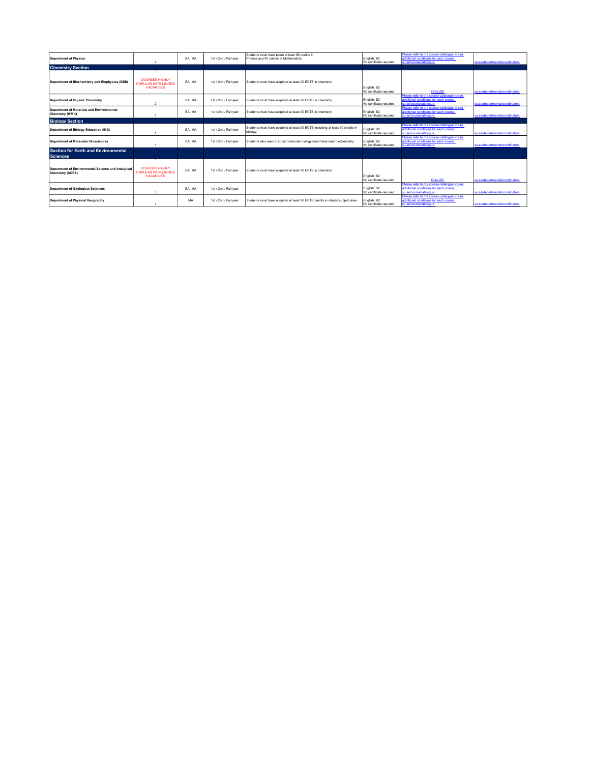| | | | | | | | |
|---|---|---|---|---|---|---|---|
| **Department of Physics** | 2 | BA, MA | 1st / 2nd / Full year | Students must have taken at least 60 credits in Physics and 40 credits in Mathematics. | English: B2 No certificate required | Please refer to the course catalogue to see additional conditions for each course: su.se/coursecatalogue. | su.se/departmentalcoordinators |
| **Chemistry Section** | | | | | | | |
| **Department of Biochemistry and Biophysics (DBB)** | 1 COURSES HIGHLY POPULAR WITH LIMITED VACANCIES | BA, MA | 1st / 2nd / Full year | Students must have acquired at least 90 ECTS in chemistry | English: B2 No certificate required | #VALUE! | su.se/departmentalcoordinators |
| **Department of Organic Chemistry** | 2 | BA, MA | 1st / 2nd / Full year | Students must have acquired at least 90 ECTS in chemistry | English: B2 No certificate required | Please refer to the course catalogue to see additional conditions for each course: su.se/coursecatalogue. | su.se/departmentalcoordinators |
| **Department of Materials and Environmental Chemistry (MMK)** | 1 | BA, MA | 1st / 2nd / Full year | Students must have acquired at least 90 ECTS in chemistry | English: B2 No certificate required | Please refer to the course catalogue to see additional conditions for each course: su.se/coursecatalogue. | su.se/departmentalcoordinators |
| **Biology Section** | | | | | | | |
| **Department of Biology Education (BIG)** | 1 | BA, MA | 1st / 2nd / Full year | Students must have acquired at least 90 ECTS including at least 60 credits in biology. | English: B2 No certificate required | Please refer to the course catalogue to see additional conditions for each course: su.se/coursecatalogue. | su.se/departmentalcoordinators |
| **Department of Molecular Biosciences** | 1 | BA, MA | 1st / 2nd / Full year | Students who want to study molecular biology must have read biochemistry. | English: B2 No certificate required | Please refer to the course catalogue to see additional conditions for each course: su.se/coursecatalogue. | su.se/departmentalcoordinators |
| **Section for Earth and Environmental Sciences** | | | | | | | |
| **Department of Environmental Science and Analytical Chemistry (ACES)** | 1 COURSES HIGHLY POPULAR WITH LIMITED VACANCIES | BA, MA | 1st / 2nd / Full year | Students must have acquired at least 90 ECTS in chemistry | English: B2 No certificate required | #VALUE! | su.se/departmentalcoordinators |
| **Department of Geological Sciences** | 3 | BA, MA | 1st / 2nd / Full year | | English: B2 No certificate required | Please refer to the course catalogue to see additional conditions for each course: su.se/coursecatalogue. | su.se/departmentalcoordinators |
| **Department of Physical Geography** | 1 | MA | 1st / 2nd / Full year | Students must have acquired at least 90 ECTS credits in related subject area | English: B2 No certificate required | Please refer to the course catalogue to see additional conditions for each course: su.se/coursecatalogue. | su.se/departmentalcoordinators |